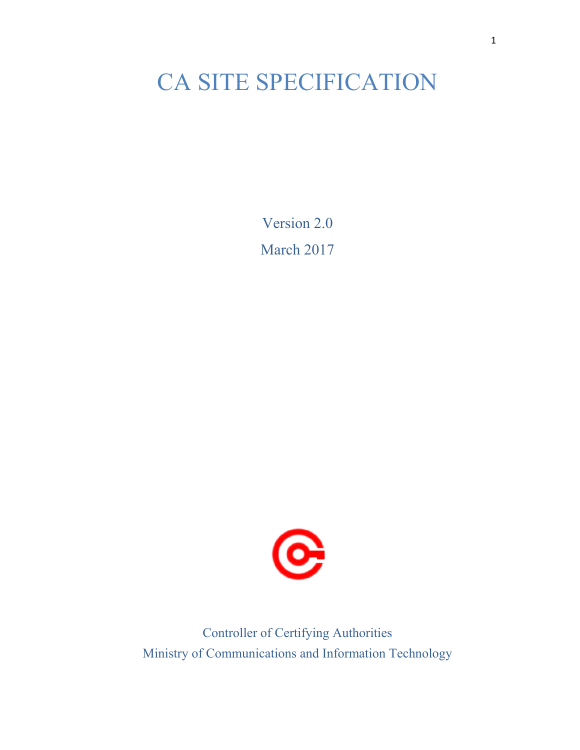# CA SITE SPECIFICATION

Version 2.0

March 2017

Controller of Certifying Authorities

Ministry of Communications and Information Technology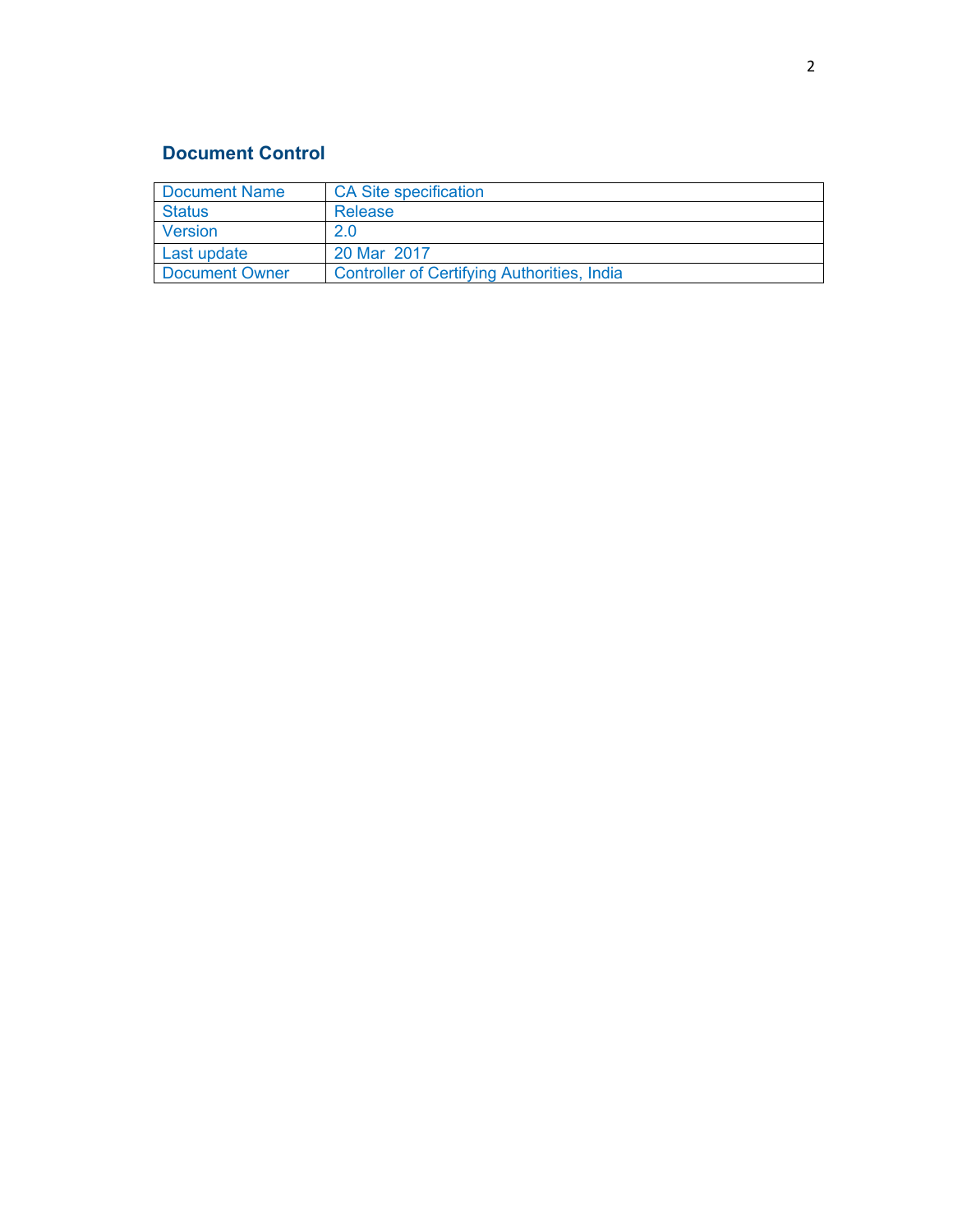## Document Control

| Document Name | CA Site specification |
|---|---|
| Status | Release |
| Version | 2.0 |
| Last update | 20 Mar 2017 |
| Document Owner | Controller of Certifying Authorities, India |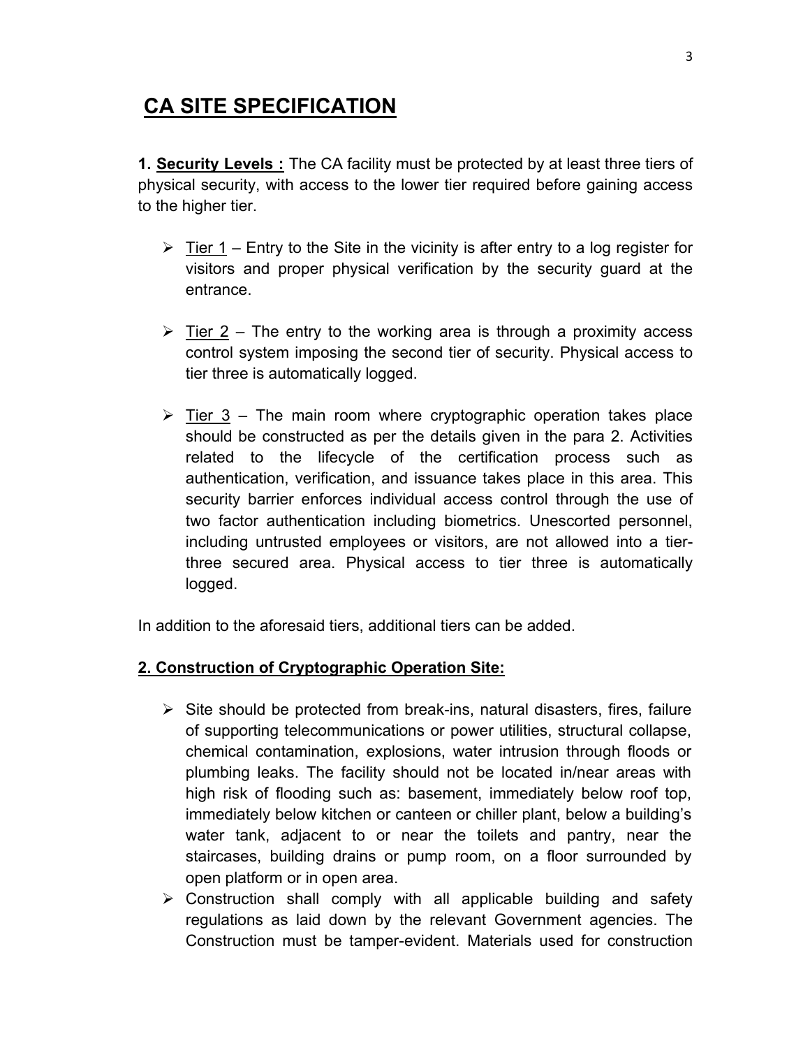# CA SITE SPECIFICATION

**1. <u>Security Levels :</u>** The CA facility must be protected by at least three tiers of physical security, with access to the lower tier required before gaining access to the higher tier.

- <u>Tier 1</u> – Entry to the Site in the vicinity is after entry to a log register for visitors and proper physical verification by the security guard at the entrance.
- <u>Tier 2</u> – The entry to the working area is through a proximity access control system imposing the second tier of security. Physical access to tier three is automatically logged.
- <u>Tier 3</u> – The main room where cryptographic operation takes place should be constructed as per the details given in the para 2. Activities related to the lifecycle of the certification process such as authentication, verification, and issuance takes place in this area. This security barrier enforces individual access control through the use of two factor authentication including biometrics. Unescorted personnel, including untrusted employees or visitors, are not allowed into a tier-three secured area. Physical access to tier three is automatically logged.

In addition to the aforesaid tiers, additional tiers can be added.

**<u>2. Construction of Cryptographic Operation Site:</u>**

- Site should be protected from break-ins, natural disasters, fires, failure of supporting telecommunications or power utilities, structural collapse, chemical contamination, explosions, water intrusion through floods or plumbing leaks. The facility should not be located in/near areas with high risk of flooding such as: basement, immediately below roof top, immediately below kitchen or canteen or chiller plant, below a building's water tank, adjacent to or near the toilets and pantry, near the staircases, building drains or pump room, on a floor surrounded by open platform or in open area.
- Construction shall comply with all applicable building and safety regulations as laid down by the relevant Government agencies. The Construction must be tamper-evident. Materials used for construction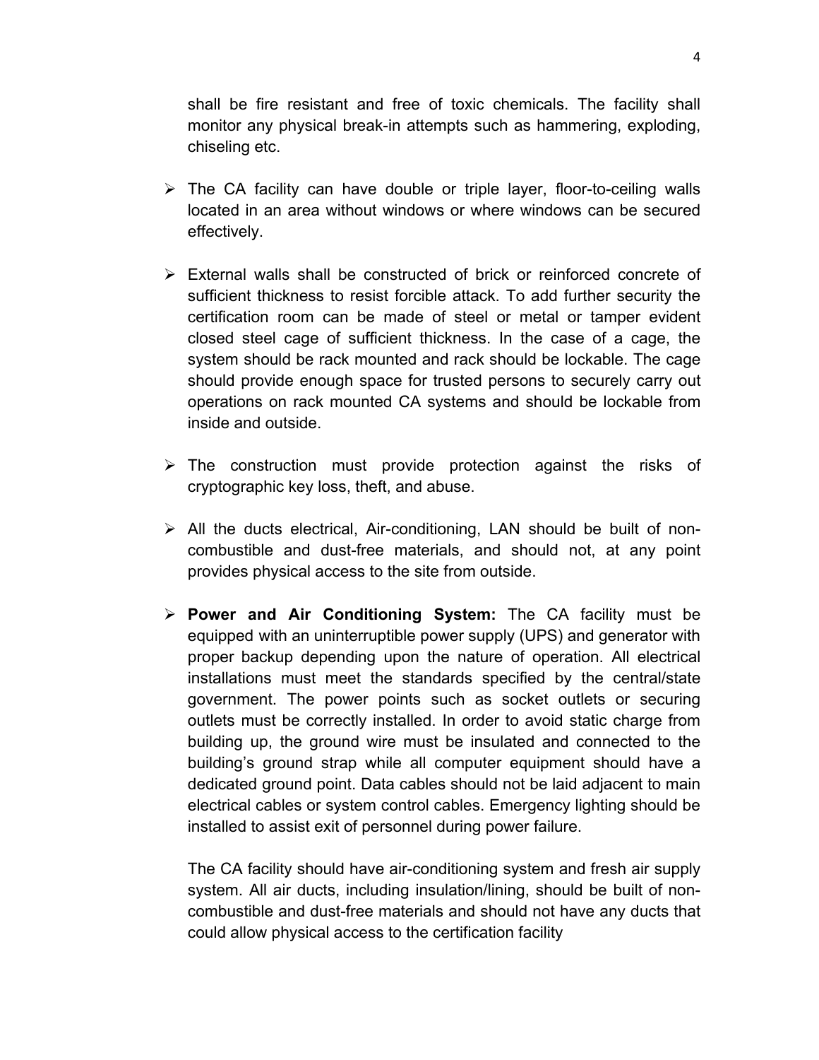shall be fire resistant and free of toxic chemicals. The facility shall monitor any physical break-in attempts such as hammering, exploding, chiseling etc.

- The CA facility can have double or triple layer, floor-to-ceiling walls located in an area without windows or where windows can be secured effectively.

- External walls shall be constructed of brick or reinforced concrete of sufficient thickness to resist forcible attack. To add further security the certification room can be made of steel or metal or tamper evident closed steel cage of sufficient thickness. In the case of a cage, the system should be rack mounted and rack should be lockable. The cage should provide enough space for trusted persons to securely carry out operations on rack mounted CA systems and should be lockable from inside and outside.

- The construction must provide protection against the risks of cryptographic key loss, theft, and abuse.

- All the ducts electrical, Air-conditioning, LAN should be built of non-combustible and dust-free materials, and should not, at any point provides physical access to the site from outside.

- **Power and Air Conditioning System:** The CA facility must be equipped with an uninterruptible power supply (UPS) and generator with proper backup depending upon the nature of operation. All electrical installations must meet the standards specified by the central/state government. The power points such as socket outlets or securing outlets must be correctly installed. In order to avoid static charge from building up, the ground wire must be insulated and connected to the building's ground strap while all computer equipment should have a dedicated ground point. Data cables should not be laid adjacent to main electrical cables or system control cables. Emergency lighting should be installed to assist exit of personnel during power failure.

  The CA facility should have air-conditioning system and fresh air supply system. All air ducts, including insulation/lining, should be built of non-combustible and dust-free materials and should not have any ducts that could allow physical access to the certification facility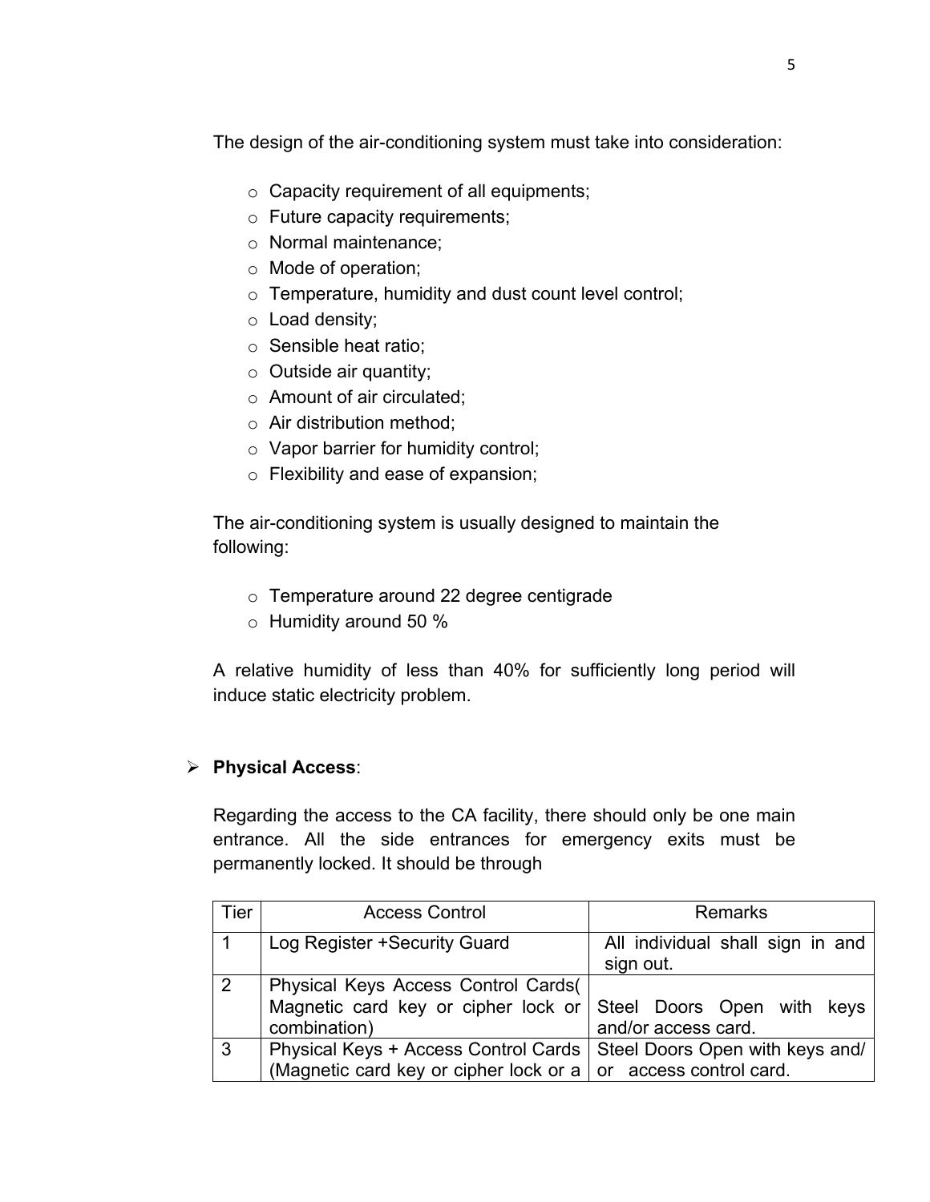The design of the air-conditioning system must take into consideration:

- Capacity requirement of all equipments;
- Future capacity requirements;
- Normal maintenance;
- Mode of operation;
- Temperature, humidity and dust count level control;
- Load density;
- Sensible heat ratio;
- Outside air quantity;
- Amount of air circulated;
- Air distribution method;
- Vapor barrier for humidity control;
- Flexibility and ease of expansion;

The air-conditioning system is usually designed to maintain the following:

- Temperature around 22 degree centigrade
- Humidity around 50 %

A relative humidity of less than 40% for sufficiently long period will induce static electricity problem.

- **Physical Access**:

  Regarding the access to the CA facility, there should only be one main entrance. All the side entrances for emergency exits must be permanently locked. It should be through

| Tier | Access Control | Remarks |
|---|---|---|
| 1 | Log Register +Security Guard | All individual shall sign in and sign out. |
| 2 | Physical Keys Access Control Cards( Magnetic card key or cipher lock or combination) | Steel Doors Open with keys and/or access card. |
| 3 | Physical Keys + Access Control Cards (Magnetic card key or cipher lock or a | Steel Doors Open with keys and/ or access control card. |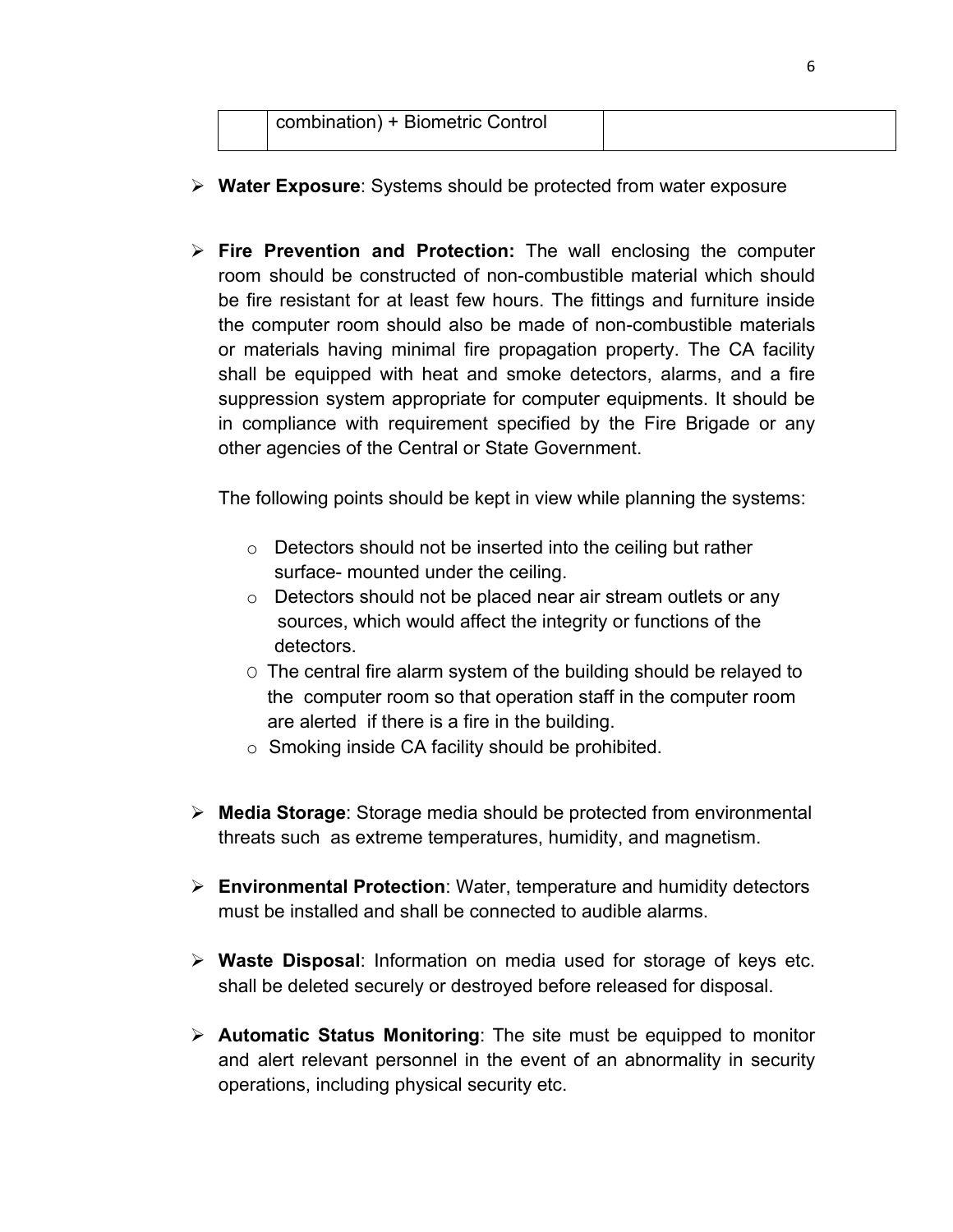|  | combination) + Biometric Control |  |
|---|---|---|

- **Water Exposure**: Systems should be protected from water exposure

- **Fire Prevention and Protection:** The wall enclosing the computer room should be constructed of non-combustible material which should be fire resistant for at least few hours. The fittings and furniture inside the computer room should also be made of non-combustible materials or materials having minimal fire propagation property. The CA facility shall be equipped with heat and smoke detectors, alarms, and a fire suppression system appropriate for computer equipments. It should be in compliance with requirement specified by the Fire Brigade or any other agencies of the Central or State Government.

  The following points should be kept in view while planning the systems:

  - Detectors should not be inserted into the ceiling but rather surface- mounted under the ceiling.
  - Detectors should not be placed near air stream outlets or any sources, which would affect the integrity or functions of the detectors.
  - The central fire alarm system of the building should be relayed to the computer room so that operation staff in the computer room are alerted if there is a fire in the building.
  - Smoking inside CA facility should be prohibited.

- **Media Storage**: Storage media should be protected from environmental threats such as extreme temperatures, humidity, and magnetism.

- **Environmental Protection**: Water, temperature and humidity detectors must be installed and shall be connected to audible alarms.

- **Waste Disposal**: Information on media used for storage of keys etc. shall be deleted securely or destroyed before released for disposal.

- **Automatic Status Monitoring**: The site must be equipped to monitor and alert relevant personnel in the event of an abnormality in security operations, including physical security etc.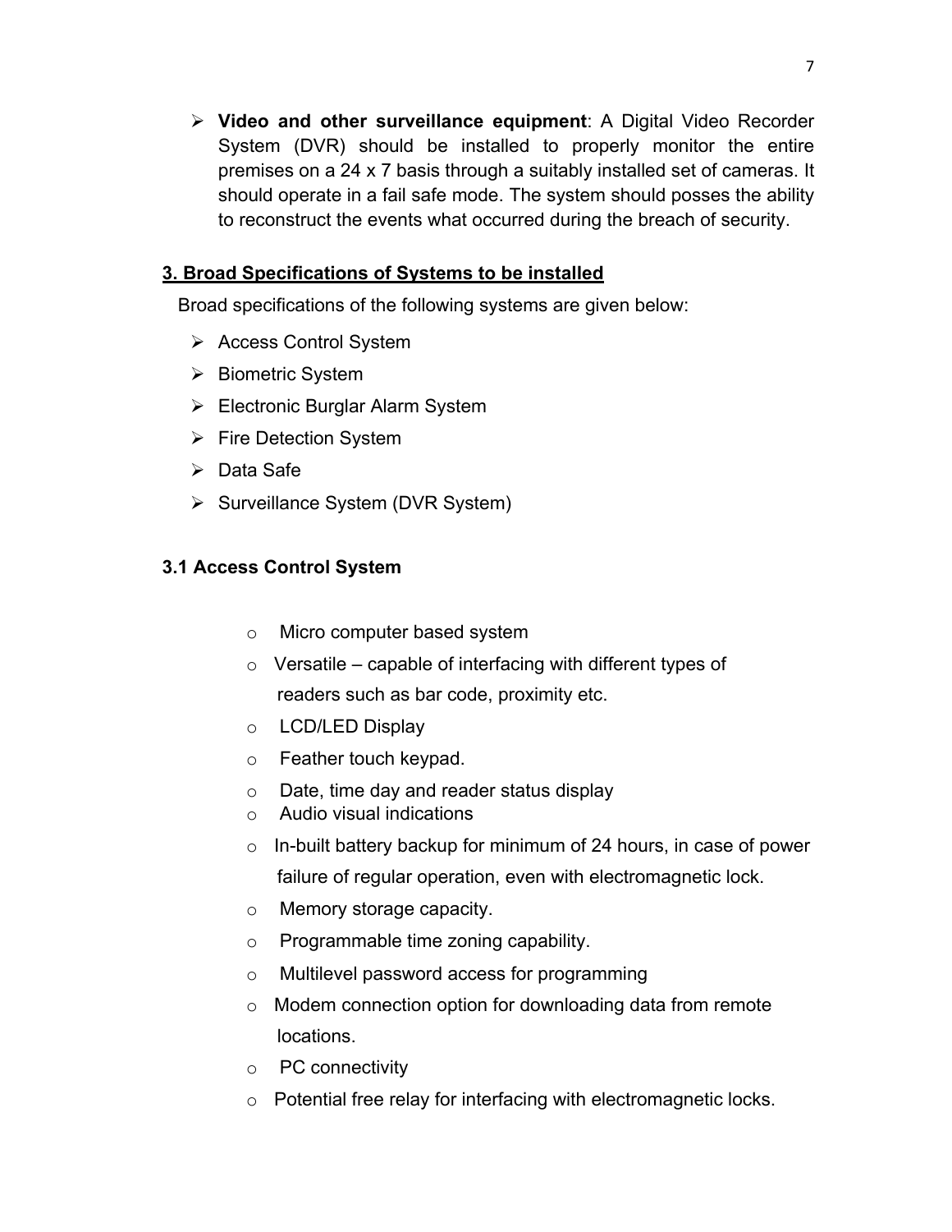- **Video and other surveillance equipment**: A Digital Video Recorder System (DVR) should be installed to properly monitor the entire premises on a 24 x 7 basis through a suitably installed set of cameras. It should operate in a fail safe mode. The system should posses the ability to reconstruct the events what occurred during the breach of security.

## 3. Broad Specifications of Systems to be installed

Broad specifications of the following systems are given below:

- Access Control System
- Biometric System
- Electronic Burglar Alarm System
- Fire Detection System
- Data Safe
- Surveillance System (DVR System)

### 3.1 Access Control System

- Micro computer based system
- Versatile – capable of interfacing with different types of readers such as bar code, proximity etc.
- LCD/LED Display
- Feather touch keypad.
- Date, time day and reader status display
- Audio visual indications
- In-built battery backup for minimum of 24 hours, in case of power failure of regular operation, even with electromagnetic lock.
- Memory storage capacity.
- Programmable time zoning capability.
- Multilevel password access for programming
- Modem connection option for downloading data from remote locations.
- PC connectivity
- Potential free relay for interfacing with electromagnetic locks.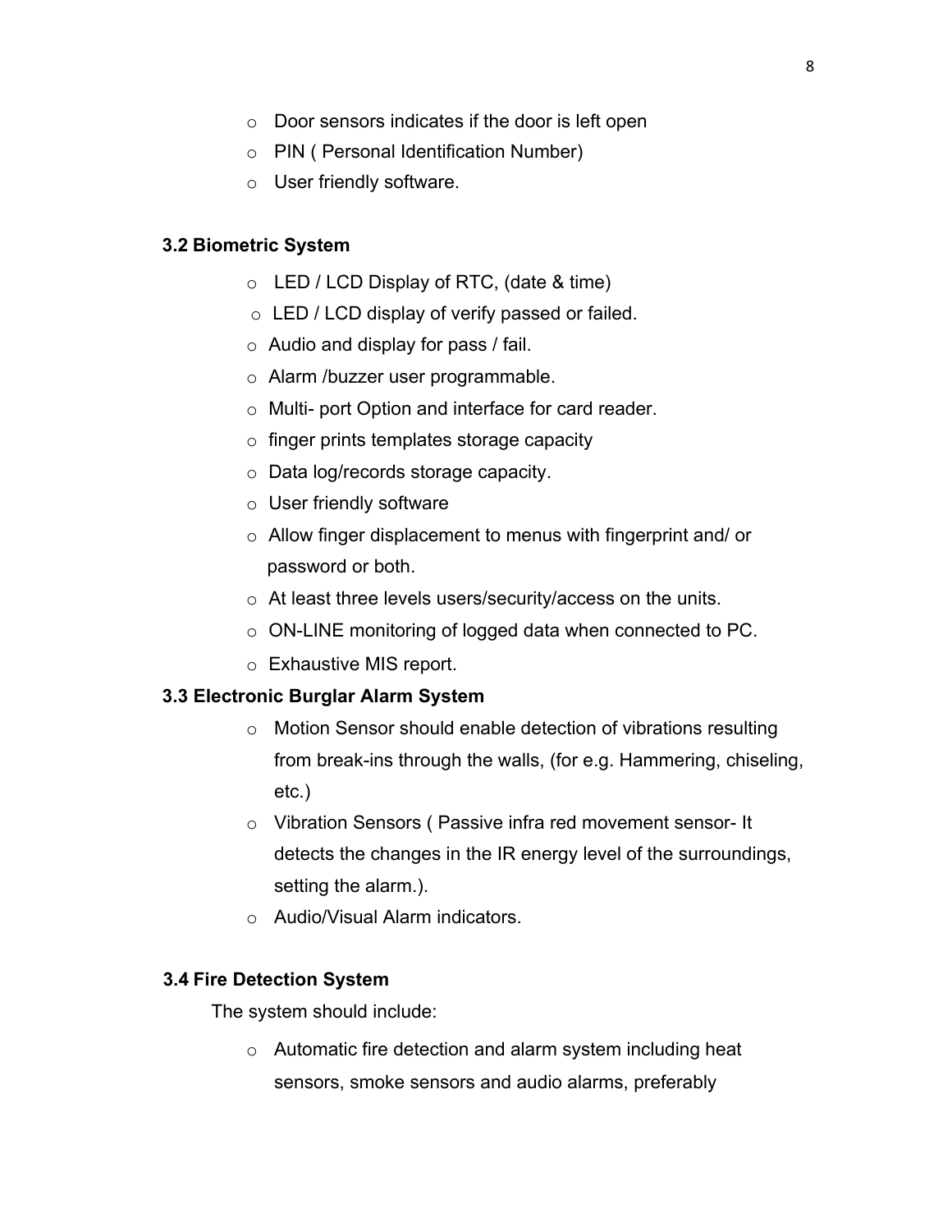- Door sensors indicates if the door is left open
- PIN ( Personal Identification Number)
- User friendly software.

### 3.2 Biometric System

- LED / LCD Display of RTC, (date & time)
- LED / LCD display of verify passed or failed.
- Audio and display for pass / fail.
- Alarm /buzzer user programmable.
- Multi- port Option and interface for card reader.
- finger prints templates storage capacity
- Data log/records storage capacity.
- User friendly software
- Allow finger displacement to menus with fingerprint and/ or password or both.
- At least three levels users/security/access on the units.
- ON-LINE monitoring of logged data when connected to PC.
- Exhaustive MIS report.

### 3.3 Electronic Burglar Alarm System

- Motion Sensor should enable detection of vibrations resulting from break-ins through the walls, (for e.g. Hammering, chiseling, etc.)
- Vibration Sensors ( Passive infra red movement sensor- It detects the changes in the IR energy level of the surroundings, setting the alarm.).
- Audio/Visual Alarm indicators.

### 3.4 Fire Detection System

The system should include:

- Automatic fire detection and alarm system including heat sensors, smoke sensors and audio alarms, preferably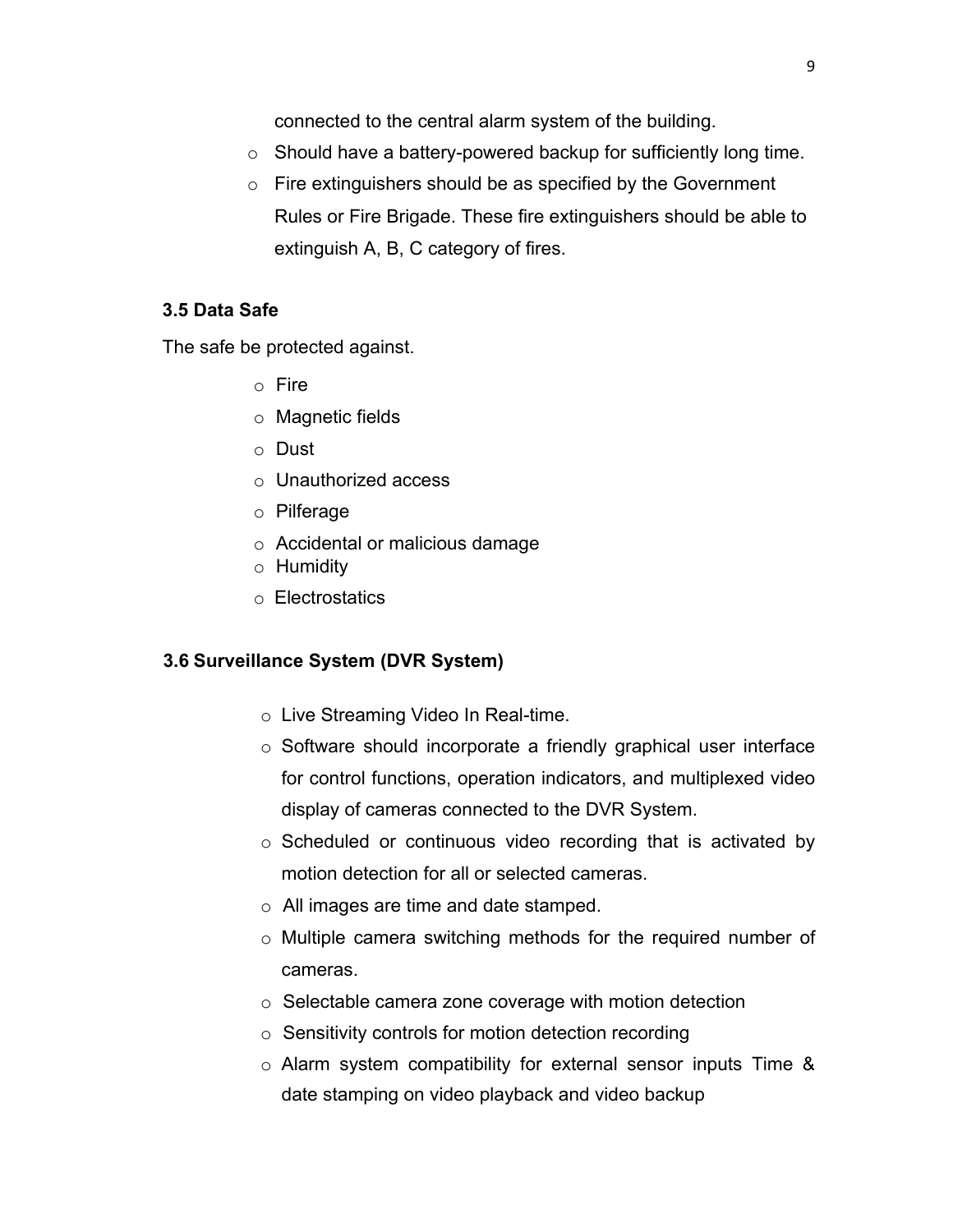connected to the central alarm system of the building.

- Should have a battery-powered backup for sufficiently long time.
- Fire extinguishers should be as specified by the Government Rules or Fire Brigade. These fire extinguishers should be able to extinguish A, B, C category of fires.

### 3.5 Data Safe

The safe be protected against.

- Fire
- Magnetic fields
- Dust
- Unauthorized access
- Pilferage
- Accidental or malicious damage
- Humidity
- Electrostatics

### 3.6 Surveillance System (DVR System)

- Live Streaming Video In Real-time.
- Software should incorporate a friendly graphical user interface for control functions, operation indicators, and multiplexed video display of cameras connected to the DVR System.
- Scheduled or continuous video recording that is activated by motion detection for all or selected cameras.
- All images are time and date stamped.
- Multiple camera switching methods for the required number of cameras.
- Selectable camera zone coverage with motion detection
- Sensitivity controls for motion detection recording
- Alarm system compatibility for external sensor inputs Time & date stamping on video playback and video backup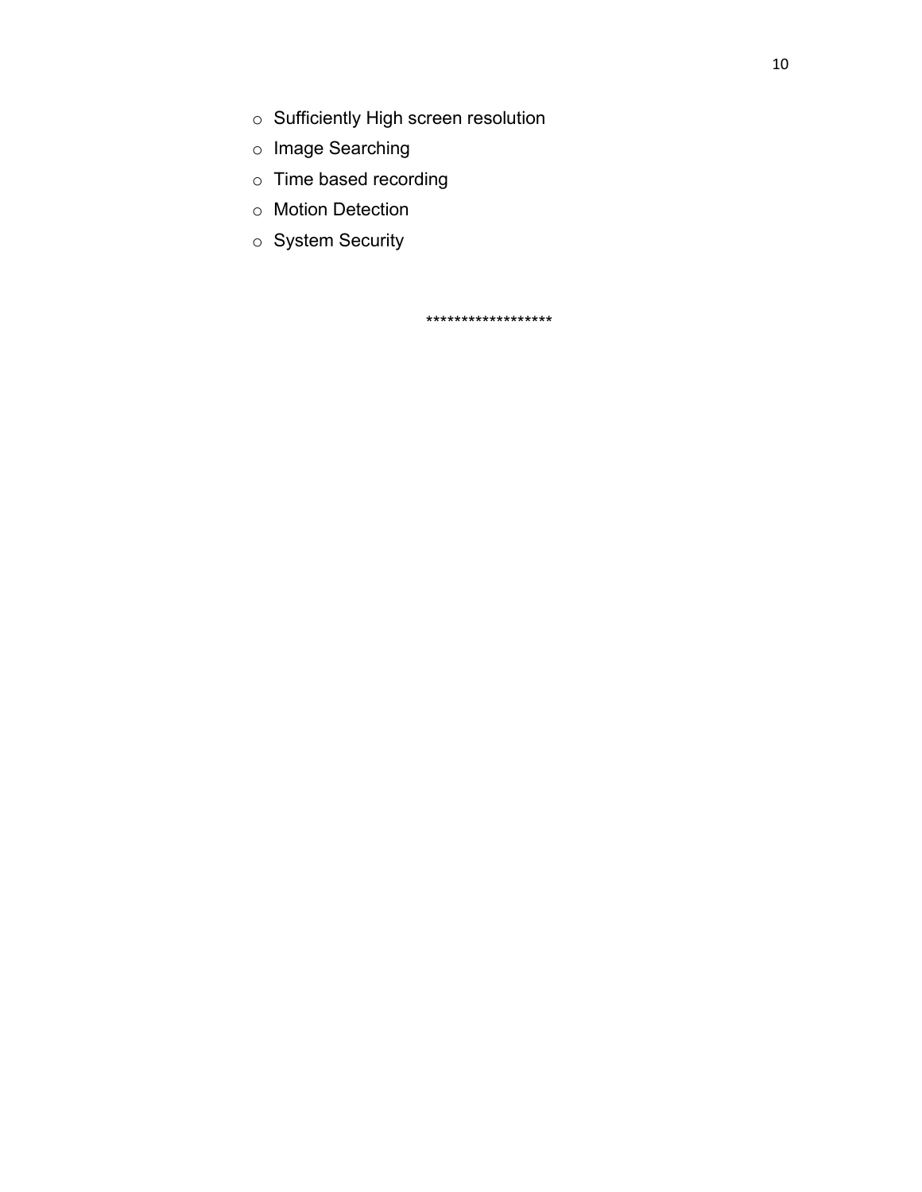- Sufficiently High screen resolution
- Image Searching
- Time based recording
- Motion Detection
- System Security

******************